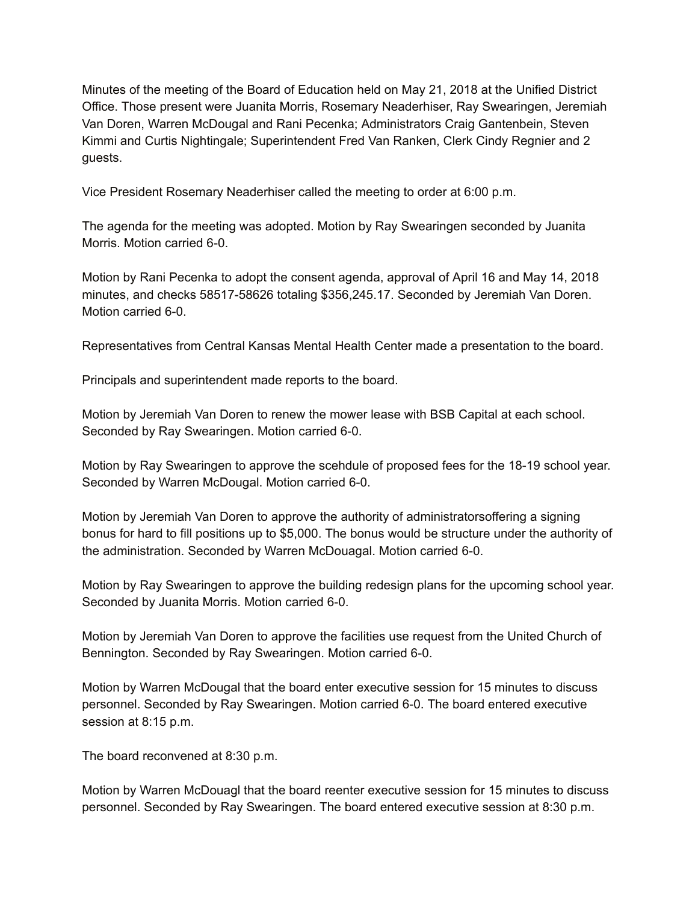Minutes of the meeting of the Board of Education held on May 21, 2018 at the Unified District Office. Those present were Juanita Morris, Rosemary Neaderhiser, Ray Swearingen, Jeremiah Van Doren, Warren McDougal and Rani Pecenka; Administrators Craig Gantenbein, Steven Kimmi and Curtis Nightingale; Superintendent Fred Van Ranken, Clerk Cindy Regnier and 2 guests.

Vice President Rosemary Neaderhiser called the meeting to order at 6:00 p.m.

The agenda for the meeting was adopted. Motion by Ray Swearingen seconded by Juanita Morris. Motion carried 6-0.

Motion by Rani Pecenka to adopt the consent agenda, approval of April 16 and May 14, 2018 minutes, and checks 58517-58626 totaling $356,245.17. Seconded by Jeremiah Van Doren. Motion carried 6-0.

Representatives from Central Kansas Mental Health Center made a presentation to the board.

Principals and superintendent made reports to the board.

Motion by Jeremiah Van Doren to renew the mower lease with BSB Capital at each school. Seconded by Ray Swearingen. Motion carried 6-0.

Motion by Ray Swearingen to approve the scehdule of proposed fees for the 18-19 school year. Seconded by Warren McDougal. Motion carried 6-0.

Motion by Jeremiah Van Doren to approve the authority of administratorsoffering a signing bonus for hard to fill positions up to $5,000. The bonus would be structure under the authority of the administration. Seconded by Warren McDouagal. Motion carried 6-0.

Motion by Ray Swearingen to approve the building redesign plans for the upcoming school year. Seconded by Juanita Morris. Motion carried 6-0.

Motion by Jeremiah Van Doren to approve the facilities use request from the United Church of Bennington. Seconded by Ray Swearingen. Motion carried 6-0.

Motion by Warren McDougal that the board enter executive session for 15 minutes to discuss personnel. Seconded by Ray Swearingen. Motion carried 6-0. The board entered executive session at 8:15 p.m.

The board reconvened at 8:30 p.m.

Motion by Warren McDouagl that the board reenter executive session for 15 minutes to discuss personnel. Seconded by Ray Swearingen. The board entered executive session at 8:30 p.m.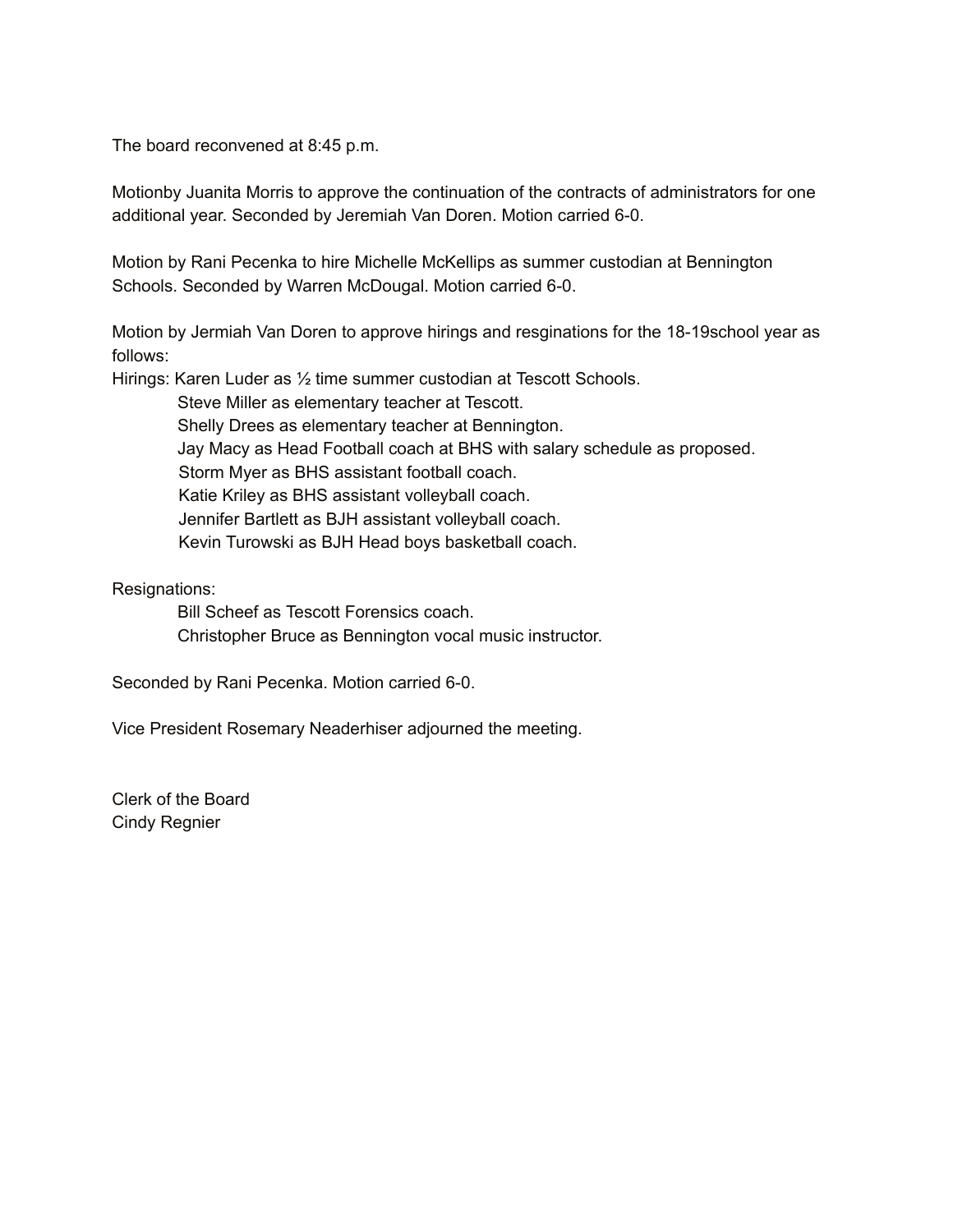The board reconvened at 8:45 p.m.

Motionby Juanita Morris to approve the continuation of the contracts of administrators for one additional year. Seconded by Jeremiah Van Doren. Motion carried 6-0.

Motion by Rani Pecenka to hire Michelle McKellips as summer custodian at Bennington Schools. Seconded by Warren McDougal. Motion carried 6-0.

Motion by Jermiah Van Doren to approve hirings and resginations for the 18-19school year as follows:

Hirings: Karen Luder as ½ time summer custodian at Tescott Schools.
Steve Miller as elementary teacher at Tescott.
Shelly Drees as elementary teacher at Bennington.
Jay Macy as Head Football coach at BHS with salary schedule as proposed.
Storm Myer as BHS assistant football coach.
Katie Kriley as BHS assistant volleyball coach.
Jennifer Bartlett as BJH assistant volleyball coach.
Kevin Turowski as BJH Head boys basketball coach.

Resignations:
Bill Scheef as Tescott Forensics coach.
Christopher Bruce as Bennington vocal music instructor.

Seconded by Rani Pecenka. Motion carried 6-0.

Vice President Rosemary Neaderhiser adjourned the meeting.

Clerk of the Board
Cindy Regnier